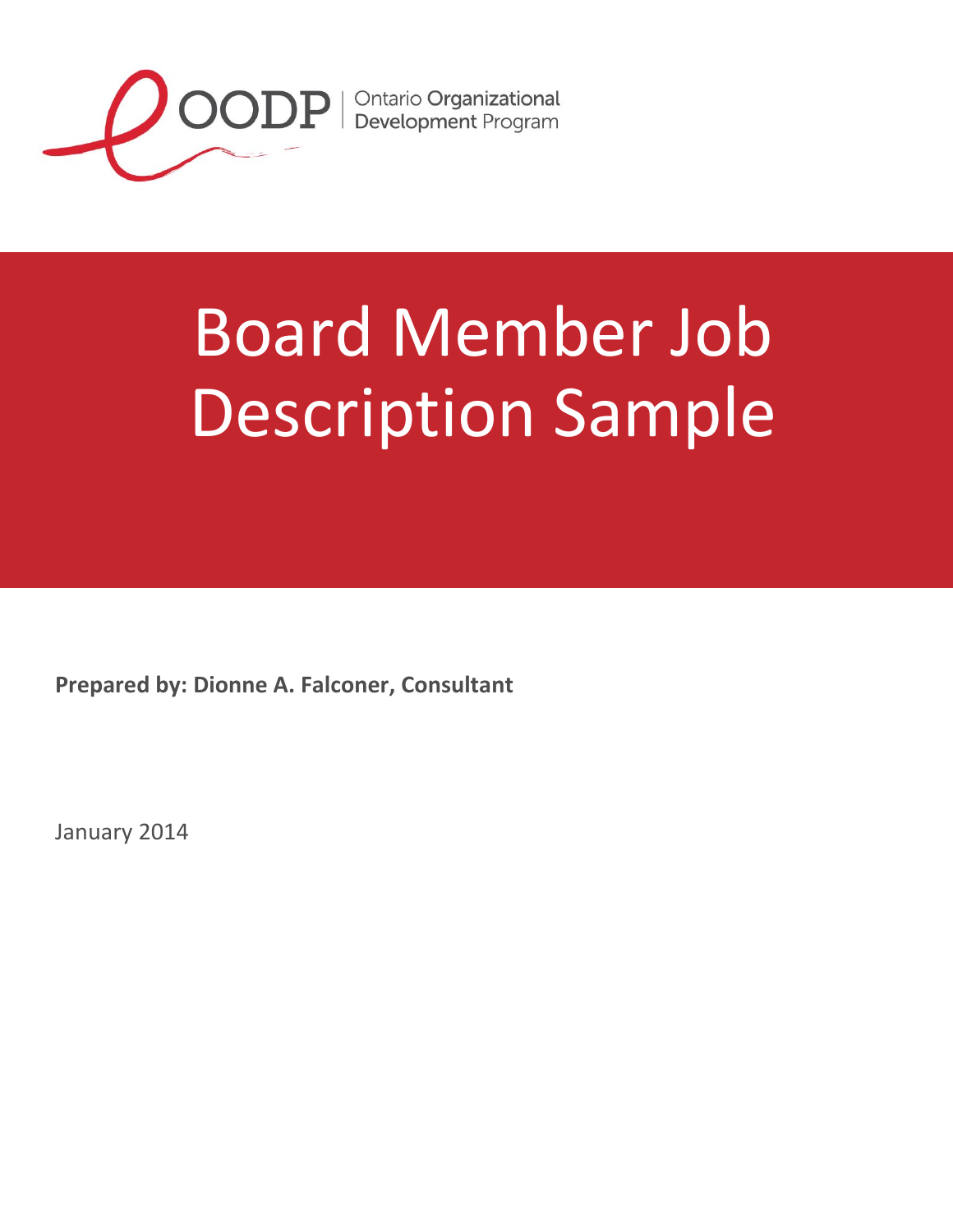OODP | Ontario Organizational Development Program

# Board Member Job Description Sample

**Prepared by: Dionne A. Falconer, Consultant**

January 2014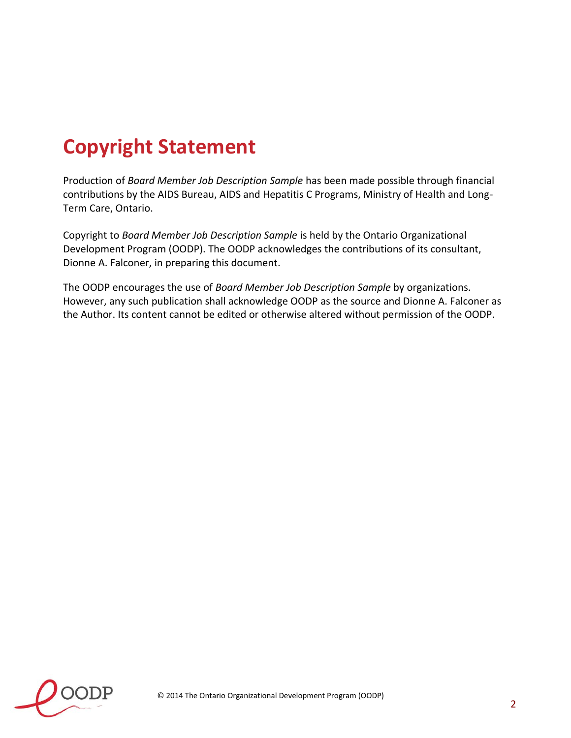# Copyright Statement

Production of *Board Member Job Description Sample* has been made possible through financial contributions by the AIDS Bureau, AIDS and Hepatitis C Programs, Ministry of Health and Long-Term Care, Ontario.

Copyright to *Board Member Job Description Sample* is held by the Ontario Organizational Development Program (OODP). The OODP acknowledges the contributions of its consultant, Dionne A. Falconer, in preparing this document.

The OODP encourages the use of *Board Member Job Description Sample* by organizations. However, any such publication shall acknowledge OODP as the source and Dionne A. Falconer as the Author. Its content cannot be edited or otherwise altered without permission of the OODP.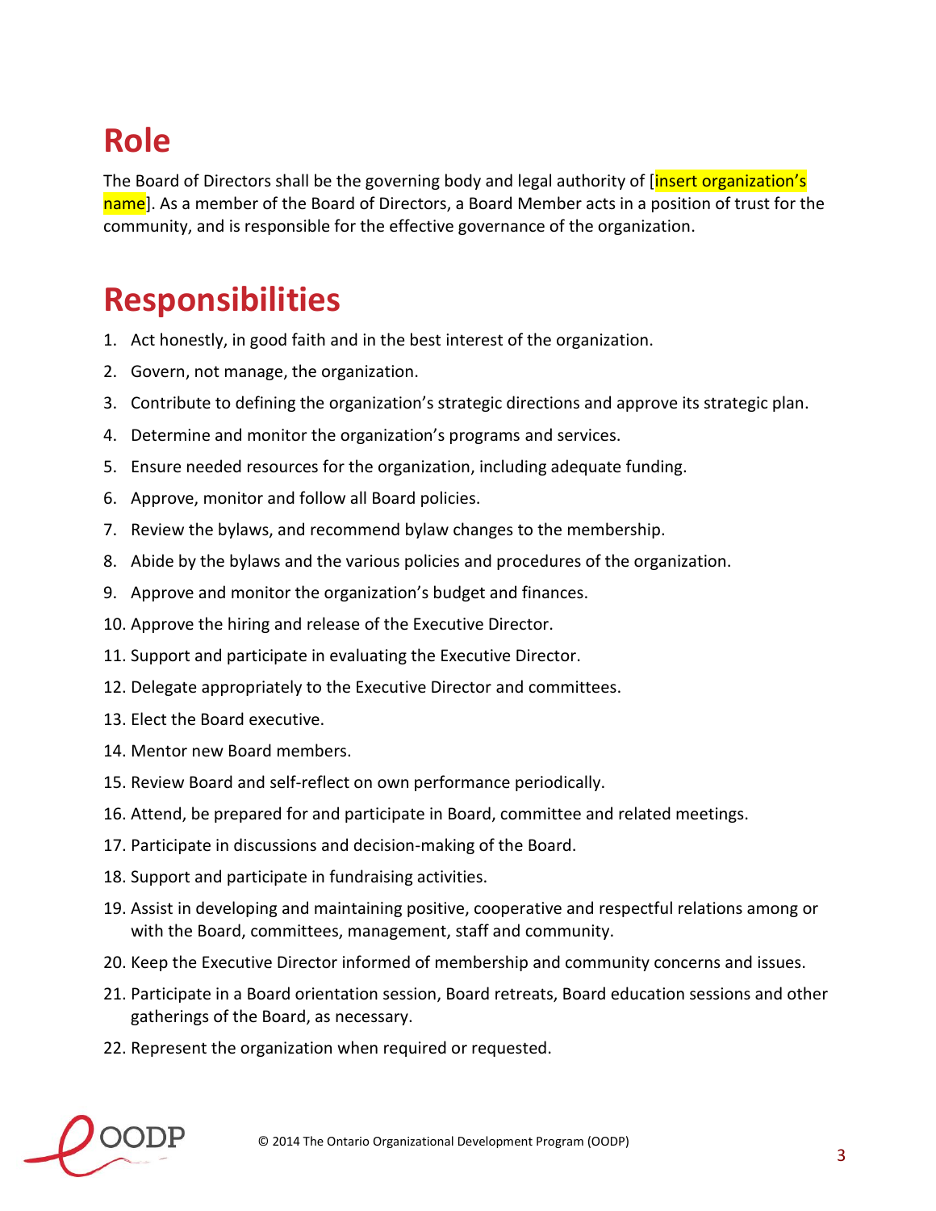# Role

The Board of Directors shall be the governing body and legal authority of [insert organization's name]. As a member of the Board of Directors, a Board Member acts in a position of trust for the community, and is responsible for the effective governance of the organization.

# Responsibilities

1. Act honestly, in good faith and in the best interest of the organization.
2. Govern, not manage, the organization.
3. Contribute to defining the organization's strategic directions and approve its strategic plan.
4. Determine and monitor the organization's programs and services.
5. Ensure needed resources for the organization, including adequate funding.
6. Approve, monitor and follow all Board policies.
7. Review the bylaws, and recommend bylaw changes to the membership.
8. Abide by the bylaws and the various policies and procedures of the organization.
9. Approve and monitor the organization's budget and finances.
10. Approve the hiring and release of the Executive Director.
11. Support and participate in evaluating the Executive Director.
12. Delegate appropriately to the Executive Director and committees.
13. Elect the Board executive.
14. Mentor new Board members.
15. Review Board and self-reflect on own performance periodically.
16. Attend, be prepared for and participate in Board, committee and related meetings.
17. Participate in discussions and decision-making of the Board.
18. Support and participate in fundraising activities.
19. Assist in developing and maintaining positive, cooperative and respectful relations among or with the Board, committees, management, staff and community.
20. Keep the Executive Director informed of membership and community concerns and issues.
21. Participate in a Board orientation session, Board retreats, Board education sessions and other gatherings of the Board, as necessary.
22. Represent the organization when required or requested.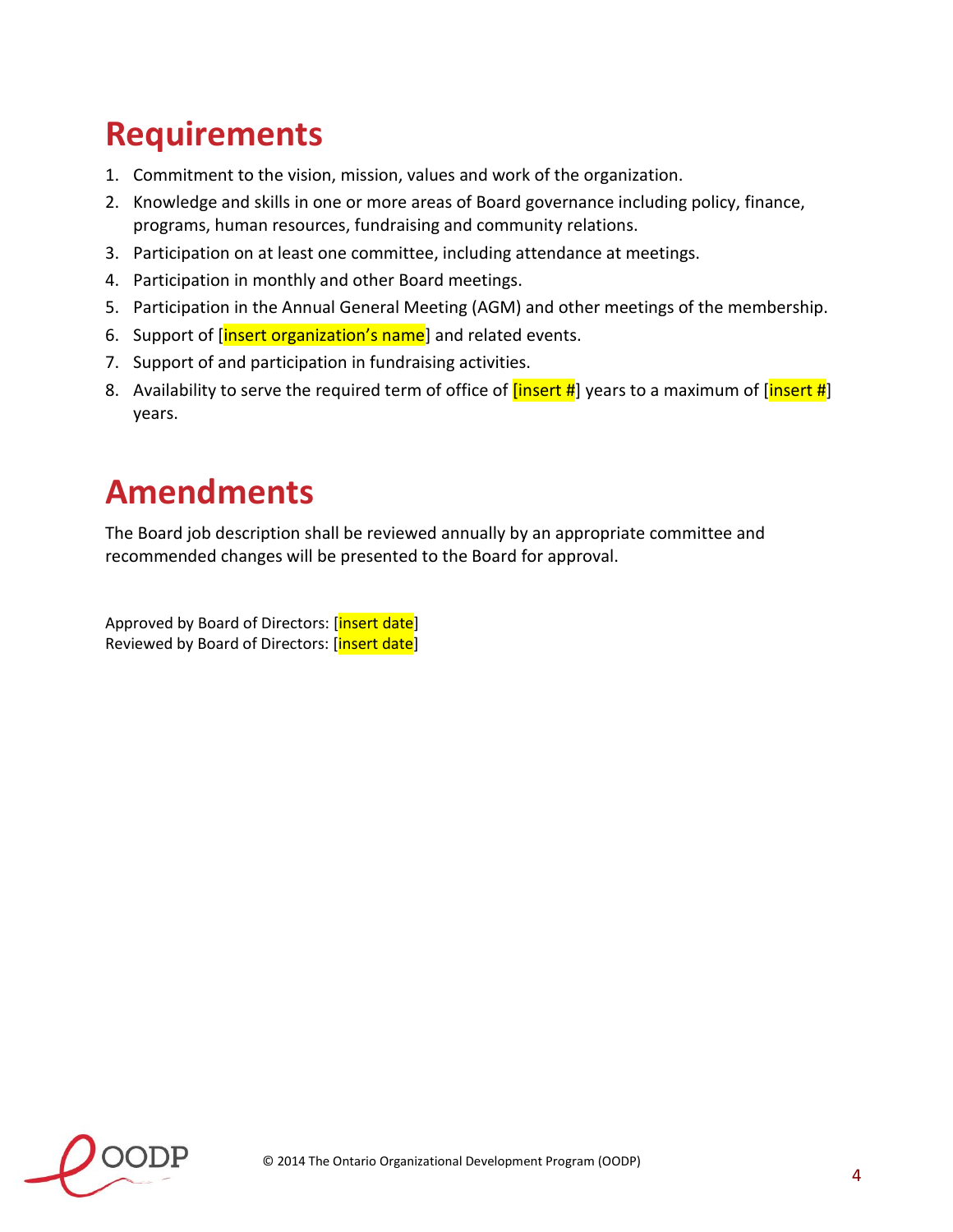# Requirements

1. Commitment to the vision, mission, values and work of the organization.
2. Knowledge and skills in one or more areas of Board governance including policy, finance, programs, human resources, fundraising and community relations.
3. Participation on at least one committee, including attendance at meetings.
4. Participation in monthly and other Board meetings.
5. Participation in the Annual General Meeting (AGM) and other meetings of the membership.
6. Support of [insert organization's name] and related events.
7. Support of and participation in fundraising activities.
8. Availability to serve the required term of office of [insert #] years to a maximum of [insert #] years.

# Amendments

The Board job description shall be reviewed annually by an appropriate committee and recommended changes will be presented to the Board for approval.

Approved by Board of Directors: [insert date]
Reviewed by Board of Directors: [insert date]

© 2014 The Ontario Organizational Development Program (OODP)